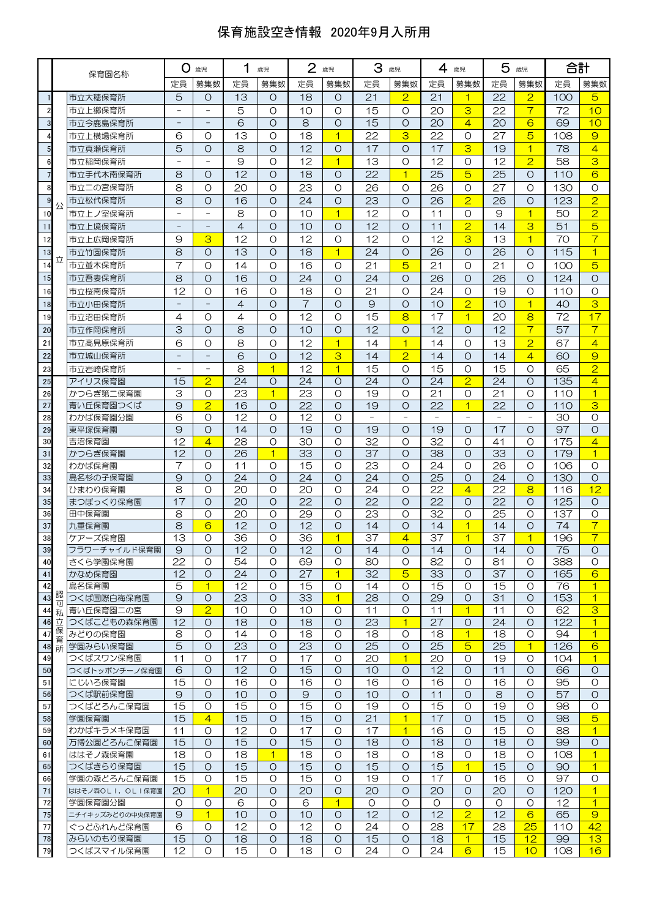# 保育施設空き情報 2020年9月入所用

| | | 保育園名称 | 0歳児 | | 1歳児 | | 2歳児 | | 3歳児 | | 4歳児 | | 5歳児 | | 合計 | |
|---|---|---|---|---|---|---|---|---|---|---|---|---|---|---|---|---|
| | | | 定員 | 募集数 | 定員 | 募集数 | 定員 | 募集数 | 定員 | 募集数 | 定員 | 募集数 | 定員 | 募集数 | 定員 | 募集数 |
| 1 | 公立 | 市立大穂保育所 | 5 | 0 | 13 | 0 | 18 | 0 | 21 | 2 | 21 | 1 | 22 | 2 | 100 | 5 |
| 2 | | 市立上郷保育所 | - | - | 5 | 0 | 10 | 0 | 15 | 0 | 20 | 3 | 22 | 7 | 72 | 10 |
| 3 | | 市立今鹿島保育所 | - | - | 6 | 0 | 8 | 0 | 15 | 0 | 20 | 4 | 20 | 6 | 69 | 10 |
| 4 | | 市立上横場保育所 | 6 | 0 | 13 | 0 | 18 | 1 | 22 | 3 | 22 | 0 | 27 | 5 | 108 | 9 |
| 5 | | 市立真瀬保育所 | 5 | 0 | 8 | 0 | 12 | 0 | 17 | 0 | 17 | 3 | 19 | 1 | 78 | 4 |
| 6 | | 市立稲岡保育所 | - | - | 9 | 0 | 12 | 1 | 13 | 0 | 12 | 0 | 12 | 2 | 58 | 3 |
| 7 | | 市立手代木南保育所 | 8 | 0 | 12 | 0 | 18 | 0 | 22 | 1 | 25 | 5 | 25 | 0 | 110 | 6 |
| 8 | | 市立二の宮保育所 | 8 | 0 | 20 | 0 | 23 | 0 | 26 | 0 | 26 | 0 | 27 | 0 | 130 | 0 |
| 9 | | 市立松代保育所 | 8 | 0 | 16 | 0 | 24 | 0 | 23 | 0 | 26 | 2 | 26 | 0 | 123 | 2 |
| 10 | | 市立上ノ室保育所 | - | - | 8 | 0 | 10 | 1 | 12 | 0 | 11 | 0 | 9 | 1 | 50 | 2 |
| 11 | | 市立上境保育所 | - | - | 4 | 0 | 10 | 0 | 12 | 0 | 11 | 2 | 14 | 3 | 51 | 5 |
| 12 | | 市立上広岡保育所 | 9 | 3 | 12 | 0 | 12 | 0 | 12 | 0 | 12 | 3 | 13 | 1 | 70 | 7 |
| 13 | | 市立竹園保育所 | 8 | 0 | 13 | 0 | 18 | 1 | 24 | 0 | 26 | 0 | 26 | 0 | 115 | 1 |
| 14 | | 市立並木保育所 | 7 | 0 | 14 | 0 | 16 | 0 | 21 | 5 | 21 | 0 | 21 | 0 | 100 | 5 |
| 15 | | 市立吾妻保育所 | 8 | 0 | 16 | 0 | 24 | 0 | 24 | 0 | 26 | 0 | 26 | 0 | 124 | 0 |
| 16 | | 市立桜南保育所 | 12 | 0 | 16 | 0 | 18 | 0 | 21 | 0 | 24 | 0 | 19 | 0 | 110 | 0 |
| 18 | | 市立小田保育所 | - | - | 4 | 0 | 7 | 0 | 9 | 0 | 10 | 2 | 10 | 1 | 40 | 3 |
| 19 | | 市立沼田保育所 | 4 | 0 | 4 | 0 | 12 | 0 | 15 | 8 | 17 | 1 | 20 | 8 | 72 | 17 |
| 20 | | 市立作岡保育所 | 3 | 0 | 8 | 0 | 10 | 0 | 12 | 0 | 12 | 0 | 12 | 7 | 57 | 7 |
| 21 | | 市立高見原保育所 | 6 | 0 | 8 | 0 | 12 | 1 | 14 | 1 | 14 | 0 | 13 | 2 | 67 | 4 |
| 22 | | 市立城山保育所 | - | - | 6 | 0 | 12 | 3 | 14 | 2 | 14 | 0 | 14 | 4 | 60 | 9 |
| 23 | | 市立岩崎保育所 | - | - | 8 | 1 | 12 | 1 | 15 | 0 | 15 | 0 | 15 | 0 | 65 | 2 |
| 25 | 認可私立保育所 | アイリス保育園 | 15 | 2 | 24 | 0 | 24 | 0 | 24 | 0 | 24 | 2 | 24 | 0 | 135 | 4 |
| 26 | | かつらぎ第二保育園 | 3 | 0 | 23 | 1 | 23 | 0 | 19 | 0 | 21 | 0 | 21 | 0 | 110 | 1 |
| 27 | | 青い丘保育園つくば | 9 | 2 | 16 | 0 | 22 | 0 | 19 | 0 | 22 | 1 | 22 | 0 | 110 | 3 |
| 28 | | わかば保育園分園 | 6 | 0 | 12 | 0 | 12 | 0 | - | - | - | - | - | - | 30 | 0 |
| 29 | | 東平塚保育園 | 9 | 0 | 14 | 0 | 19 | 0 | 19 | 0 | 19 | 0 | 17 | 0 | 97 | 0 |
| 30 | | 吉沼保育園 | 12 | 4 | 28 | 0 | 30 | 0 | 32 | 0 | 32 | 0 | 41 | 0 | 175 | 4 |
| 31 | | かつらぎ保育園 | 12 | 0 | 26 | 1 | 33 | 0 | 37 | 0 | 38 | 0 | 33 | 0 | 179 | 1 |
| 32 | | わかば保育園 | 7 | 0 | 11 | 0 | 15 | 0 | 23 | 0 | 24 | 0 | 26 | 0 | 106 | 0 |
| 33 | | 島名杉の子保育園 | 9 | 0 | 24 | 0 | 24 | 0 | 24 | 0 | 25 | 0 | 24 | 0 | 130 | 0 |
| 34 | | ひまわり保育園 | 8 | 0 | 20 | 0 | 20 | 0 | 24 | 0 | 22 | 4 | 22 | 8 | 116 | 12 |
| 35 | | まつぼっくり保育園 | 17 | 0 | 20 | 0 | 22 | 0 | 22 | 0 | 22 | 0 | 22 | 0 | 125 | 0 |
| 36 | | 田中保育園 | 8 | 0 | 20 | 0 | 29 | 0 | 23 | 0 | 32 | 0 | 25 | 0 | 137 | 0 |
| 37 | | 九重保育園 | 8 | 6 | 12 | 0 | 12 | 0 | 14 | 0 | 14 | 1 | 14 | 0 | 74 | 7 |
| 38 | | ケアーズ保育園 | 13 | 0 | 36 | 0 | 36 | 1 | 37 | 4 | 37 | 1 | 37 | 1 | 196 | 7 |
| 39 | | フラワーチャイルド保育園 | 9 | 0 | 12 | 0 | 12 | 0 | 14 | 0 | 14 | 0 | 14 | 0 | 75 | 0 |
| 40 | | さくら学園保育園 | 22 | 0 | 54 | 0 | 69 | 0 | 80 | 0 | 82 | 0 | 81 | 0 | 388 | 0 |
| 41 | | かなめ保育園 | 12 | 0 | 24 | 0 | 27 | 1 | 32 | 5 | 33 | 0 | 37 | 0 | 165 | 6 |
| 42 | | 島名保育園 | 5 | 1 | 12 | 0 | 15 | 0 | 14 | 0 | 15 | 0 | 15 | 0 | 76 | 1 |
| 43 | | つくば国際白梅保育園 | 9 | 0 | 23 | 0 | 33 | 1 | 28 | 0 | 29 | 0 | 31 | 0 | 153 | 1 |
| 44 | | 青い丘保育園二の宮 | 9 | 2 | 10 | 0 | 10 | 0 | 11 | 0 | 11 | 1 | 11 | 0 | 62 | 3 |
| 46 | | つくばこどもの森保育園 | 12 | 0 | 18 | 0 | 18 | 0 | 23 | 1 | 27 | 0 | 24 | 0 | 122 | 1 |
| 47 | | みどりの保育園 | 8 | 0 | 14 | 0 | 18 | 0 | 18 | 0 | 18 | 1 | 18 | 0 | 94 | 1 |
| 48 | | 学園みらい保育園 | 5 | 0 | 23 | 0 | 23 | 0 | 25 | 0 | 25 | 5 | 25 | 1 | 126 | 6 |
| 49 | | つくばスワン保育園 | 11 | 0 | 17 | 0 | 17 | 0 | 20 | 1 | 20 | 0 | 19 | 0 | 104 | 1 |
| 50 | | つくばトッポンチーノ保育園 | 6 | 0 | 12 | 0 | 15 | 0 | 10 | 0 | 12 | 0 | 11 | 0 | 66 | 0 |
| 51 | | にじいろ保育園 | 15 | 0 | 16 | 0 | 16 | 0 | 16 | 0 | 16 | 0 | 16 | 0 | 95 | 0 |
| 56 | | つくば駅前保育園 | 9 | 0 | 10 | 0 | 9 | 0 | 10 | 0 | 11 | 0 | 8 | 0 | 57 | 0 |
| 57 | | つくばどろんこ保育園 | 15 | 0 | 15 | 0 | 15 | 0 | 19 | 0 | 15 | 0 | 19 | 0 | 98 | 0 |
| 58 | | 学園保育園 | 15 | 4 | 15 | 0 | 15 | 0 | 21 | 1 | 17 | 0 | 15 | 0 | 98 | 5 |
| 59 | | わかばキラメキ保育園 | 11 | 0 | 12 | 0 | 17 | 0 | 17 | 1 | 16 | 0 | 15 | 0 | 88 | 1 |
| 60 | | 万博公園どろんこ保育園 | 15 | 0 | 15 | 0 | 15 | 0 | 18 | 0 | 18 | 0 | 18 | 0 | 99 | 0 |
| 61 | | ははそノ森保育園 | 18 | 0 | 18 | 1 | 18 | 0 | 18 | 0 | 18 | 0 | 18 | 0 | 108 | 1 |
| 65 | | つくばきらり保育園 | 15 | 0 | 15 | 0 | 15 | 0 | 15 | 0 | 15 | 1 | 15 | 0 | 90 | 1 |
| 66 | | 学園の森どろんこ保育園 | 15 | 0 | 15 | 0 | 15 | 0 | 19 | 0 | 17 | 0 | 16 | 0 | 97 | 0 |
| 71 | | ははそノ森OLI, OLI保育園 | 20 | 1 | 20 | 0 | 20 | 0 | 20 | 0 | 20 | 0 | 20 | 0 | 120 | 1 |
| 72 | | 学園保育園分園 | 0 | 0 | 6 | 0 | 6 | 1 | 0 | 0 | 0 | 0 | 0 | 0 | 12 | 1 |
| 75 | | ニチイキッズみどりの中央保育園 | 9 | 1 | 10 | 0 | 10 | 0 | 12 | 0 | 12 | 2 | 12 | 6 | 65 | 9 |
| 77 | | ぐっどふれんど保育園 | 6 | 0 | 12 | 0 | 12 | 0 | 24 | 0 | 28 | 17 | 28 | 25 | 110 | 42 |
| 78 | | みらいのもり保育園 | 15 | 0 | 18 | 0 | 18 | 0 | 15 | 0 | 18 | 1 | 15 | 12 | 99 | 13 |
| 79 | | つくばスマイル保育園 | 12 | 0 | 15 | 0 | 18 | 0 | 24 | 0 | 24 | 6 | 15 | 10 | 108 | 16 |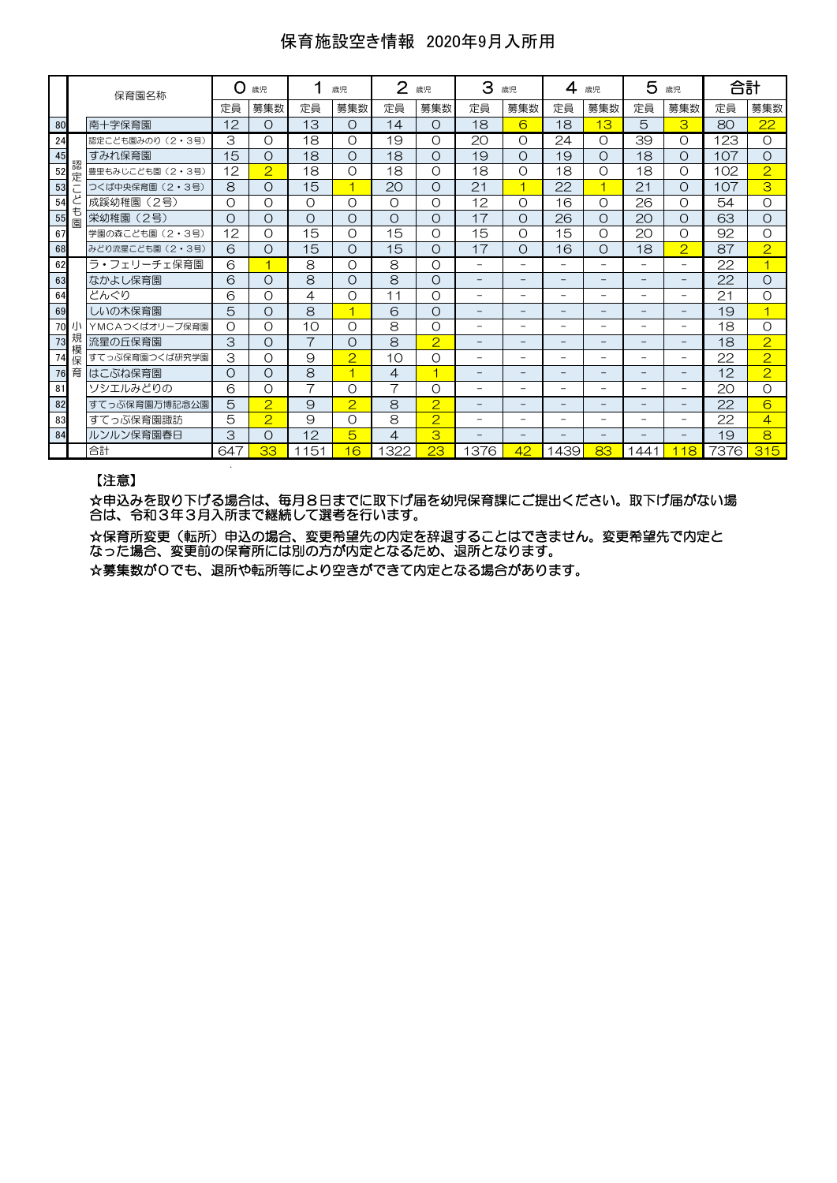# 保育施設空き情報　2020年9月入所用

| | | 保育園名称 | 0 歳児 | | 1 歳児 | | 2 歳児 | | 3 歳児 | | 4 歳児 | | 5 歳児 | | 合計 | |
|---|---|---|---|---|---|---|---|---|---|---|---|---|---|---|---|---|
| | | | 定員 | 募集数 | 定員 | 募集数 | 定員 | 募集数 | 定員 | 募集数 | 定員 | 募集数 | 定員 | 募集数 | 定員 | 募集数 |
| 80 | 認定こども園 | 南十字保育園 | 12 | 0 | 13 | 0 | 14 | 0 | 18 | 6 | 18 | 13 | 5 | 3 | 80 | 22 |
| 24 | | 認定こども園みのり（2・3号） | 3 | 0 | 18 | 0 | 19 | 0 | 20 | 0 | 24 | 0 | 39 | 0 | 123 | 0 |
| 45 | | すみれ保育園 | 15 | 0 | 18 | 0 | 18 | 0 | 19 | 0 | 19 | 0 | 18 | 0 | 107 | 0 |
| 52 | | 豊里もみじこども園（2・3号） | 12 | 2 | 18 | 0 | 18 | 0 | 18 | 0 | 18 | 0 | 18 | 0 | 102 | 2 |
| 53 | | つくば中央保育園（2・3号） | 8 | 0 | 15 | 1 | 20 | 0 | 21 | 1 | 22 | 1 | 21 | 0 | 107 | 3 |
| 54 | | 成蹊幼稚園（2号） | 0 | 0 | 0 | 0 | 0 | 0 | 12 | 0 | 16 | 0 | 26 | 0 | 54 | 0 |
| 55 | | 栄幼稚園（2号） | 0 | 0 | 0 | 0 | 0 | 0 | 17 | 0 | 26 | 0 | 20 | 0 | 63 | 0 |
| 67 | | 学園の森こども園（2・3号） | 12 | 0 | 15 | 0 | 15 | 0 | 15 | 0 | 15 | 0 | 20 | 0 | 92 | 0 |
| 68 | | みどり流星こども園（2・3号） | 6 | 0 | 15 | 0 | 15 | 0 | 17 | 0 | 16 | 0 | 18 | 2 | 87 | 2 |
| 62 | 小規模保育 | ラ・フェリーチェ保育園 | 6 | 1 | 8 | 0 | 8 | 0 | － | － | － | － | － | － | 22 | 1 |
| 63 | | なかよし保育園 | 6 | 0 | 8 | 0 | 8 | 0 | － | － | － | － | － | － | 22 | 0 |
| 64 | | どんぐり | 6 | 0 | 4 | 0 | 11 | 0 | － | － | － | － | － | － | 21 | 0 |
| 69 | | しいの木保育園 | 5 | 0 | 8 | 1 | 6 | 0 | － | － | － | － | － | － | 19 | 1 |
| 70 | | YMCAつくばオリーブ保育園 | 0 | 0 | 10 | 0 | 8 | 0 | － | － | － | － | － | － | 18 | 0 |
| 73 | | 流星の丘保育園 | 3 | 0 | 7 | 0 | 8 | 2 | － | － | － | － | － | － | 18 | 2 |
| 74 | | すてっぷ保育園つくば研究学園 | 3 | 0 | 9 | 2 | 10 | 0 | － | － | － | － | － | － | 22 | 2 |
| 76 | | はこぶね保育園 | 0 | 0 | 8 | 1 | 4 | 1 | － | － | － | － | － | － | 12 | 2 |
| 81 | | ソシエルみどりの | 6 | 0 | 7 | 0 | 7 | 0 | － | － | － | － | － | － | 20 | 0 |
| 82 | | すてっぷ保育園万博記念公園 | 5 | 2 | 9 | 2 | 8 | 2 | － | － | － | － | － | － | 22 | 6 |
| 83 | | すてっぷ保育園諏訪 | 5 | 2 | 9 | 0 | 8 | 2 | － | － | － | － | － | － | 22 | 4 |
| 84 | | ルンルン保育園春日 | 3 | 0 | 12 | 5 | 4 | 3 | － | － | － | － | － | － | 19 | 8 |
| | | 合計 | 647 | 33 | 1151 | 16 | 1322 | 23 | 1376 | 42 | 1439 | 83 | 1441 | 118 | 7376 | 315 |

【注意】

☆申込みを取り下げる場合は、毎月８日までに取下げ届を幼児保育課にご提出ください。取下げ届がない場合は、令和３年３月入所まで継続して選考を行います。

☆保育所変更（転所）申込の場合、変更希望先の内定を辞退することはできません。変更希望先で内定となった場合、変更前の保育所には別の方が内定となるため、退所となります。

☆募集数が０でも、退所や転所等により空きができて内定となる場合があります。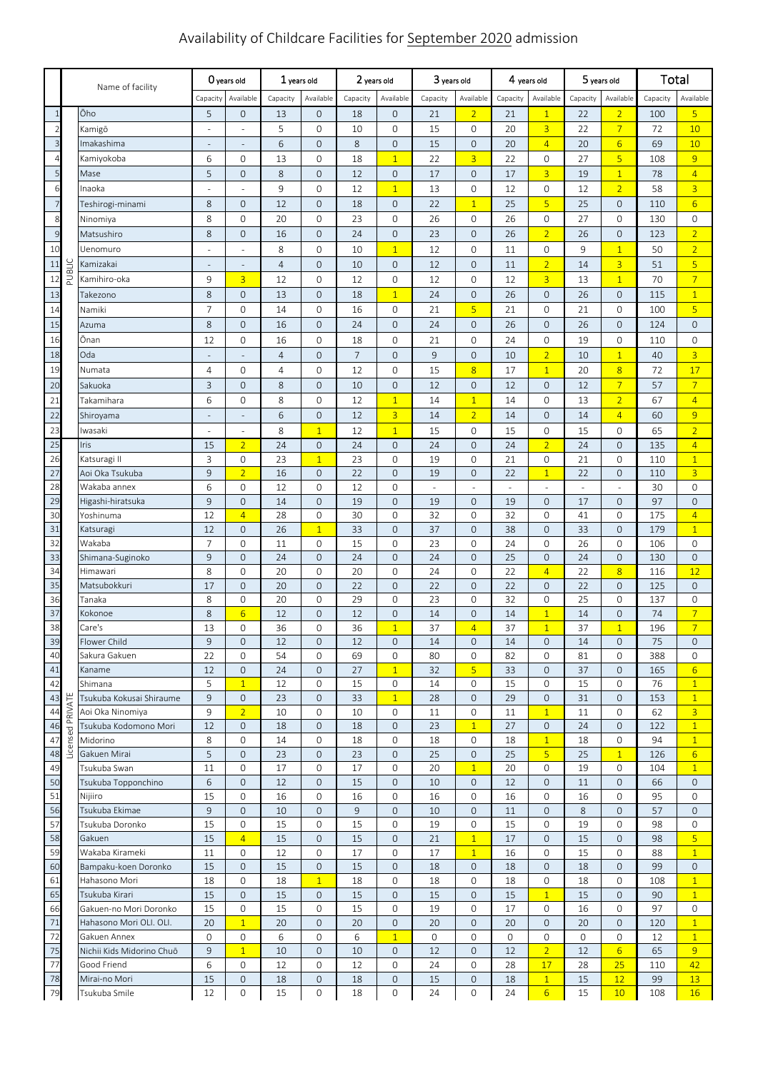# Availability of Childcare Facilities for September 2020 admission

| | | Name of facility | 0 years old | | 1 years old | | 2 years old | | 3 years old | | 4 years old | | 5 years old | | Total | |
|---|---|---|---|---|---|---|---|---|---|---|---|---|---|---|---|---|
| | | | Capacity | Available | Capacity | Available | Capacity | Available | Capacity | Available | Capacity | Available | Capacity | Available | Capacity | Available |
| 1 | PUBLIC | Ōho | 5 | 0 | 13 | 0 | 18 | 0 | 21 | 2 | 21 | 1 | 22 | 2 | 100 | 5 |
| 2 | | Kamigō | - | - | 5 | 0 | 10 | 0 | 15 | 0 | 20 | 3 | 22 | 7 | 72 | 10 |
| 3 | | Imakashima | - | - | 6 | 0 | 8 | 0 | 15 | 0 | 20 | 4 | 20 | 6 | 69 | 10 |
| 4 | | Kamiyokoba | 6 | 0 | 13 | 0 | 18 | 1 | 22 | 3 | 22 | 0 | 27 | 5 | 108 | 9 |
| 5 | | Mase | 5 | 0 | 8 | 0 | 12 | 0 | 17 | 0 | 17 | 3 | 19 | 1 | 78 | 4 |
| 6 | | Inaoka | - | - | 9 | 0 | 12 | 1 | 13 | 0 | 12 | 0 | 12 | 2 | 58 | 3 |
| 7 | | Teshirogi-minami | 8 | 0 | 12 | 0 | 18 | 0 | 22 | 1 | 25 | 5 | 25 | 0 | 110 | 6 |
| 8 | | Ninomiya | 8 | 0 | 20 | 0 | 23 | 0 | 26 | 0 | 26 | 0 | 27 | 0 | 130 | 0 |
| 9 | | Matsushiro | 8 | 0 | 16 | 0 | 24 | 0 | 23 | 0 | 26 | 2 | 26 | 0 | 123 | 2 |
| 10 | | Uenomuro | - | - | 8 | 0 | 10 | 1 | 12 | 0 | 11 | 0 | 9 | 1 | 50 | 2 |
| 11 | | Kamizakai | - | - | 4 | 0 | 10 | 0 | 12 | 0 | 11 | 2 | 14 | 3 | 51 | 5 |
| 12 | | Kamihiro-oka | 9 | 3 | 12 | 0 | 12 | 0 | 12 | 0 | 12 | 3 | 13 | 1 | 70 | 7 |
| 13 | | Takezono | 8 | 0 | 13 | 0 | 18 | 1 | 24 | 0 | 26 | 0 | 26 | 0 | 115 | 1 |
| 14 | | Namiki | 7 | 0 | 14 | 0 | 16 | 0 | 21 | 5 | 21 | 0 | 21 | 0 | 100 | 5 |
| 15 | | Azuma | 8 | 0 | 16 | 0 | 24 | 0 | 24 | 0 | 26 | 0 | 26 | 0 | 124 | 0 |
| 16 | | Ōnan | 12 | 0 | 16 | 0 | 18 | 0 | 21 | 0 | 24 | 0 | 19 | 0 | 110 | 0 |
| 18 | | Oda | - | - | 4 | 0 | 7 | 0 | 9 | 0 | 10 | 2 | 10 | 1 | 40 | 3 |
| 19 | | Numata | 4 | 0 | 4 | 0 | 12 | 0 | 15 | 8 | 17 | 1 | 20 | 8 | 72 | 17 |
| 20 | | Sakuoka | 3 | 0 | 8 | 0 | 10 | 0 | 12 | 0 | 12 | 0 | 12 | 7 | 57 | 7 |
| 21 | | Takamihara | 6 | 0 | 8 | 0 | 12 | 1 | 14 | 1 | 14 | 0 | 13 | 2 | 67 | 4 |
| 22 | | Shiroyama | - | - | 6 | 0 | 12 | 3 | 14 | 2 | 14 | 0 | 14 | 4 | 60 | 9 |
| 23 | | Iwasaki | - | - | 8 | 1 | 12 | 1 | 15 | 0 | 15 | 0 | 15 | 0 | 65 | 2 |
| 25 | Licensed PRIVATE | Iris | 15 | 2 | 24 | 0 | 24 | 0 | 24 | 0 | 24 | 2 | 24 | 0 | 135 | 4 |
| 26 | | Katsuragi II | 3 | 0 | 23 | 1 | 23 | 0 | 19 | 0 | 21 | 0 | 21 | 0 | 110 | 1 |
| 27 | | Aoi Oka Tsukuba | 9 | 2 | 16 | 0 | 22 | 0 | 19 | 0 | 22 | 1 | 22 | 0 | 110 | 3 |
| 28 | | Wakaba annex | 6 | 0 | 12 | 0 | 12 | 0 | - | - | - | - | - | - | 30 | 0 |
| 29 | | Higashi-hiratsuka | 9 | 0 | 14 | 0 | 19 | 0 | 19 | 0 | 19 | 0 | 17 | 0 | 97 | 0 |
| 30 | | Yoshinuma | 12 | 4 | 28 | 0 | 30 | 0 | 32 | 0 | 32 | 0 | 41 | 0 | 175 | 4 |
| 31 | | Katsuragi | 12 | 0 | 26 | 1 | 33 | 0 | 37 | 0 | 38 | 0 | 33 | 0 | 179 | 1 |
| 32 | | Wakaba | 7 | 0 | 11 | 0 | 15 | 0 | 23 | 0 | 24 | 0 | 26 | 0 | 106 | 0 |
| 33 | | Shimana-Suginoko | 9 | 0 | 24 | 0 | 24 | 0 | 24 | 0 | 25 | 0 | 24 | 0 | 130 | 0 |
| 34 | | Himawari | 8 | 0 | 20 | 0 | 20 | 0 | 24 | 0 | 22 | 4 | 22 | 8 | 116 | 12 |
| 35 | | Matsubokkuri | 17 | 0 | 20 | 0 | 22 | 0 | 22 | 0 | 22 | 0 | 22 | 0 | 125 | 0 |
| 36 | | Tanaka | 8 | 0 | 20 | 0 | 29 | 0 | 23 | 0 | 32 | 0 | 25 | 0 | 137 | 0 |
| 37 | | Kokonoe | 8 | 6 | 12 | 0 | 12 | 0 | 14 | 0 | 14 | 1 | 14 | 0 | 74 | 7 |
| 38 | | Care's | 13 | 0 | 36 | 0 | 36 | 1 | 37 | 4 | 37 | 1 | 37 | 1 | 196 | 7 |
| 39 | | Flower Child | 9 | 0 | 12 | 0 | 12 | 0 | 14 | 0 | 14 | 0 | 14 | 0 | 75 | 0 |
| 40 | | Sakura Gakuen | 22 | 0 | 54 | 0 | 69 | 0 | 80 | 0 | 82 | 0 | 81 | 0 | 388 | 0 |
| 41 | | Kaname | 12 | 0 | 24 | 0 | 27 | 1 | 32 | 5 | 33 | 0 | 37 | 0 | 165 | 6 |
| 42 | | Shimana | 5 | 1 | 12 | 0 | 15 | 0 | 14 | 0 | 15 | 0 | 15 | 0 | 76 | 1 |
| 43 | | Tsukuba Kokusai Shiraume | 9 | 0 | 23 | 0 | 33 | 1 | 28 | 0 | 29 | 0 | 31 | 0 | 153 | 1 |
| 44 | | Aoi Oka Ninomiya | 9 | 2 | 10 | 0 | 10 | 0 | 11 | 0 | 11 | 1 | 11 | 0 | 62 | 3 |
| 46 | | Tsukuba Kodomono Mori | 12 | 0 | 18 | 0 | 18 | 0 | 23 | 1 | 27 | 0 | 24 | 0 | 122 | 1 |
| 47 | | Midorino | 8 | 0 | 14 | 0 | 18 | 0 | 18 | 0 | 18 | 1 | 18 | 0 | 94 | 1 |
| 48 | | Gakuen Mirai | 5 | 0 | 23 | 0 | 23 | 0 | 25 | 0 | 25 | 5 | 25 | 1 | 126 | 6 |
| 49 | | Tsukuba Swan | 11 | 0 | 17 | 0 | 17 | 0 | 20 | 1 | 20 | 0 | 19 | 0 | 104 | 1 |
| 50 | | Tsukuba Topponchino | 6 | 0 | 12 | 0 | 15 | 0 | 10 | 0 | 12 | 0 | 11 | 0 | 66 | 0 |
| 51 | | Nijiiro | 15 | 0 | 16 | 0 | 16 | 0 | 16 | 0 | 16 | 0 | 16 | 0 | 95 | 0 |
| 56 | | Tsukuba Ekimae | 9 | 0 | 10 | 0 | 9 | 0 | 10 | 0 | 11 | 0 | 8 | 0 | 57 | 0 |
| 57 | | Tsukuba Doronko | 15 | 0 | 15 | 0 | 15 | 0 | 19 | 0 | 15 | 0 | 19 | 0 | 98 | 0 |
| 58 | | Gakuen | 15 | 4 | 15 | 0 | 15 | 0 | 21 | 1 | 17 | 0 | 15 | 0 | 98 | 5 |
| 59 | | Wakaba Kirameki | 11 | 0 | 12 | 0 | 17 | 0 | 17 | 1 | 16 | 0 | 15 | 0 | 88 | 1 |
| 60 | | Bampaku-koen Doronko | 15 | 0 | 15 | 0 | 15 | 0 | 18 | 0 | 18 | 0 | 18 | 0 | 99 | 0 |
| 61 | | Hahasono Mori | 18 | 0 | 18 | 1 | 18 | 0 | 18 | 0 | 18 | 0 | 18 | 0 | 108 | 1 |
| 65 | | Tsukuba Kirari | 15 | 0 | 15 | 0 | 15 | 0 | 15 | 0 | 15 | 1 | 15 | 0 | 90 | 1 |
| 66 | | Gakuen-no Mori Doronko | 15 | 0 | 15 | 0 | 15 | 0 | 19 | 0 | 17 | 0 | 16 | 0 | 97 | 0 |
| 71 | | Hahasono Mori OLI. OLI. | 20 | 1 | 20 | 0 | 20 | 0 | 20 | 0 | 20 | 0 | 20 | 0 | 120 | 1 |
| 72 | | Gakuen Annex | 0 | 0 | 6 | 0 | 6 | 1 | 0 | 0 | 0 | 0 | 0 | 0 | 12 | 1 |
| 75 | | Nichii Kids Midorino Chuō | 9 | 1 | 10 | 0 | 10 | 0 | 12 | 0 | 12 | 2 | 12 | 6 | 65 | 9 |
| 77 | | Good Friend | 6 | 0 | 12 | 0 | 12 | 0 | 24 | 0 | 28 | 17 | 28 | 25 | 110 | 42 |
| 78 | | Mirai-no Mori | 15 | 0 | 18 | 0 | 18 | 0 | 15 | 0 | 18 | 1 | 15 | 12 | 99 | 13 |
| 79 | | Tsukuba Smile | 12 | 0 | 15 | 0 | 18 | 0 | 24 | 0 | 24 | 6 | 15 | 10 | 108 | 16 |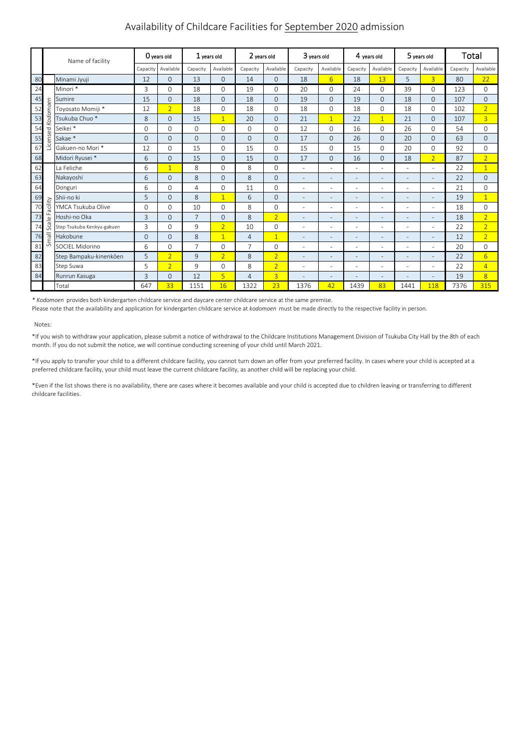# Availability of Childcare Facilities for September 2020 admission

| | | Name of facility | 0 years old | | 1 years old | | 2 years old | | 3 years old | | 4 years old | | 5 years old | | Total | |
|---|---|---|---|---|---|---|---|---|---|---|---|---|---|---|---|---|
| | | | Capacity | Available | Capacity | Available | Capacity | Available | Capacity | Available | Capacity | Available | Capacity | Available | Capacity | Available |
| 80 | | Minami Jyuji | 12 | 0 | 13 | 0 | 14 | 0 | 18 | 6 | 18 | 13 | 5 | 3 | 80 | 22 |
| 24 | Licensed *Kodomoen* | Minori * | 3 | 0 | 18 | 0 | 19 | 0 | 20 | 0 | 24 | 0 | 39 | 0 | 123 | 0 |
| 45 | | Sumire | 15 | 0 | 18 | 0 | 18 | 0 | 19 | 0 | 19 | 0 | 18 | 0 | 107 | 0 |
| 52 | | Toyosato Momiji * | 12 | 2 | 18 | 0 | 18 | 0 | 18 | 0 | 18 | 0 | 18 | 0 | 102 | 2 |
| 53 | | Tsukuba Chuo * | 8 | 0 | 15 | 1 | 20 | 0 | 21 | 1 | 22 | 1 | 21 | 0 | 107 | 3 |
| 54 | | Seikei * | 0 | 0 | 0 | 0 | 0 | 0 | 12 | 0 | 16 | 0 | 26 | 0 | 54 | 0 |
| 55 | | Sakae * | 0 | 0 | 0 | 0 | 0 | 0 | 17 | 0 | 26 | 0 | 20 | 0 | 63 | 0 |
| 67 | | Gakuen-no Mori * | 12 | 0 | 15 | 0 | 15 | 0 | 15 | 0 | 15 | 0 | 20 | 0 | 92 | 0 |
| 68 | | Midori Ryusei * | 6 | 0 | 15 | 0 | 15 | 0 | 17 | 0 | 16 | 0 | 18 | 2 | 87 | 2 |
| 62 | Small Scale Facility | La Feliche | 6 | 1 | 8 | 0 | 8 | 0 | - | - | - | - | - | - | 22 | 1 |
| 63 | | Nakayoshi | 6 | 0 | 8 | 0 | 8 | 0 | - | - | - | - | - | - | 22 | 0 |
| 64 | | Donguri | 6 | 0 | 4 | 0 | 11 | 0 | - | - | - | - | - | - | 21 | 0 |
| 69 | | Shii-no ki | 5 | 0 | 8 | 1 | 6 | 0 | - | - | - | - | - | - | 19 | 1 |
| 70 | | YMCA Tsukuba Olive | 0 | 0 | 10 | 0 | 8 | 0 | - | - | - | - | - | - | 18 | 0 |
| 73 | | Hoshi-no Oka | 3 | 0 | 7 | 0 | 8 | 2 | - | - | - | - | - | - | 18 | 2 |
| 74 | | Step Tsukuba Kenkyu-gakuen | 3 | 0 | 9 | 2 | 10 | 0 | - | - | - | - | - | - | 22 | 2 |
| 76 | | Hakobune | 0 | 0 | 8 | 1 | 4 | 1 | - | - | - | - | - | - | 12 | 2 |
| 81 | | SOCIEL Midorino | 6 | 0 | 7 | 0 | 7 | 0 | - | - | - | - | - | - | 20 | 0 |
| 82 | | Step Bampaku-kinenkōen | 5 | 2 | 9 | 2 | 8 | 2 | - | - | - | - | - | - | 22 | 6 |
| 83 | | Step Suwa | 5 | 2 | 9 | 0 | 8 | 2 | - | - | - | - | - | - | 22 | 4 |
| 84 | | Runrun Kasuga | 3 | 0 | 12 | 5 | 4 | 3 | - | - | - | - | - | - | 19 | 8 |
| | | Total | 647 | 33 | 1151 | 16 | 1322 | 23 | 1376 | 42 | 1439 | 83 | 1441 | 118 | 7376 | 315 |

\* *Kodomoen* provides both kindergarten childcare service and daycare center childcare service at the same premise.
Please note that the availability and application for kindergarten childcare service at *kodomoen* must be made directly to the respective facility in person.

Notes:

*If you wish to withdraw your application, please submit a notice of withdrawal to the Childcare Institutions Management Division of Tsukuba City Hall by the 8th of each month. If you do not submit the notice, we will continue conducting screening of your child until March 2021.

*If you apply to transfer your child to a different childcare facility, you cannot turn down an offer from your preferred facility. In cases where your child is accepted at a preferred childcare facility, your child must leave the current childcare facility, as another child will be replacing your child.

*Even if the list shows there is no availability, there are cases where it becomes available and your child is accepted due to children leaving or transferring to different childcare facilities.